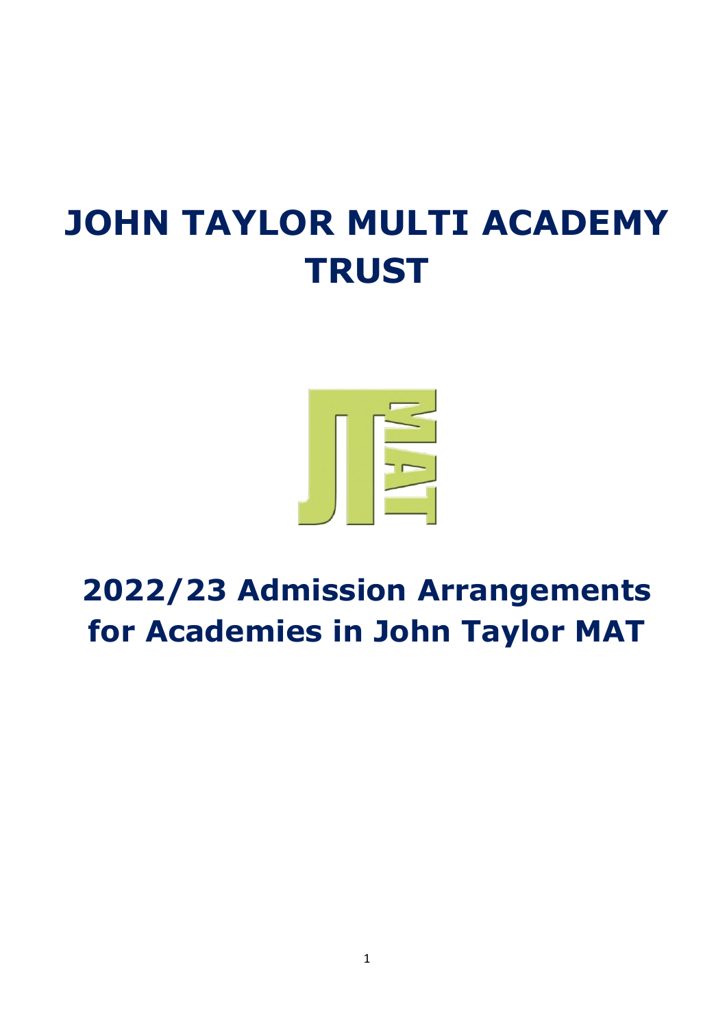# JOHN TAYLOR MULTI ACADEMY TRUST

# 2022/23 Admission Arrangements for Academies in John Taylor MAT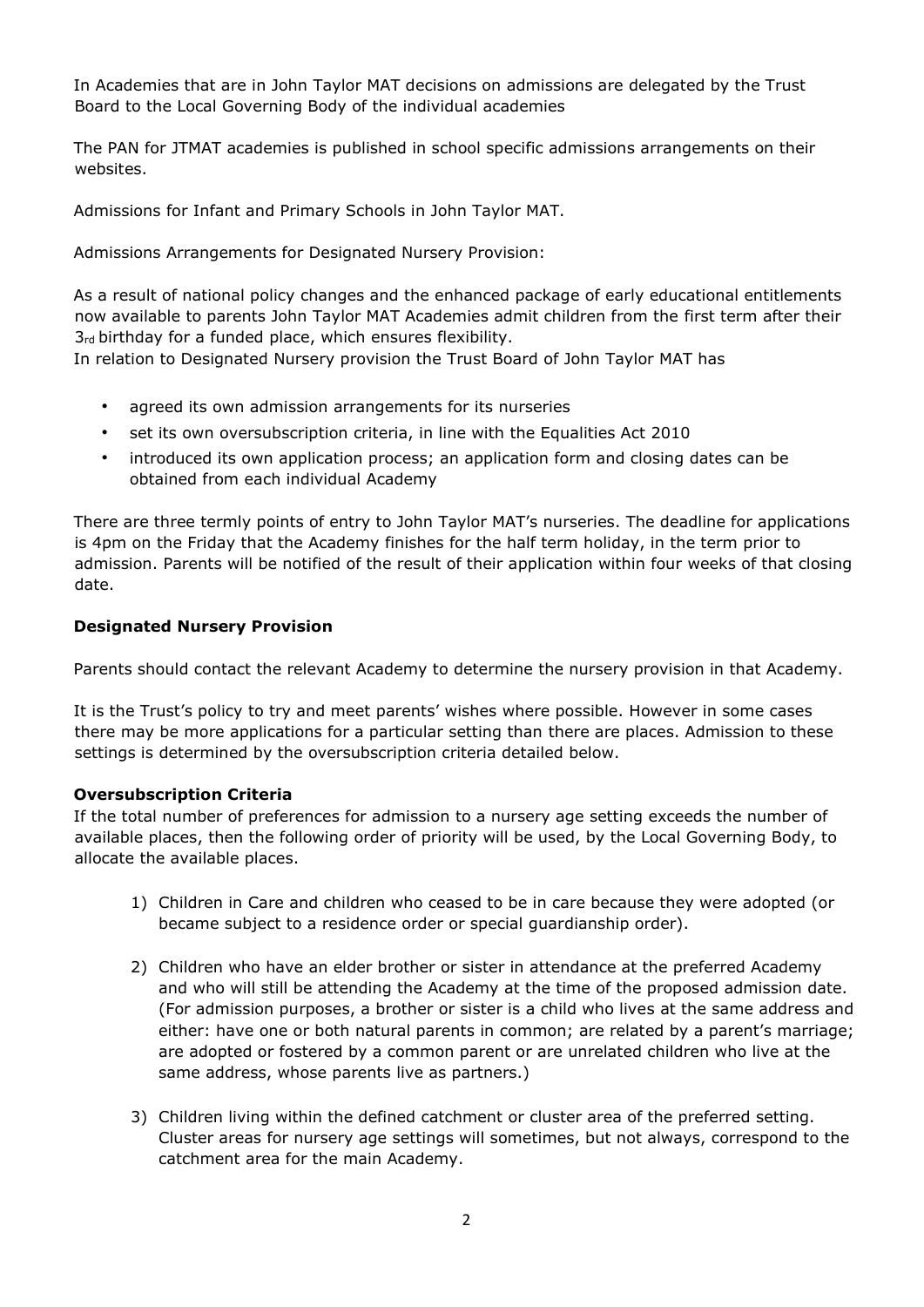In Academies that are in John Taylor MAT decisions on admissions are delegated by the Trust Board to the Local Governing Body of the individual academies

The PAN for JTMAT academies is published in school specific admissions arrangements on their websites.

Admissions for Infant and Primary Schools in John Taylor MAT.

Admissions Arrangements for Designated Nursery Provision:

As a result of national policy changes and the enhanced package of early educational entitlements now available to parents John Taylor MAT Academies admit children from the first term after their 3rd birthday for a funded place, which ensures flexibility.
In relation to Designated Nursery provision the Trust Board of John Taylor MAT has

- agreed its own admission arrangements for its nurseries
- set its own oversubscription criteria, in line with the Equalities Act 2010
- introduced its own application process; an application form and closing dates can be obtained from each individual Academy

There are three termly points of entry to John Taylor MAT's nurseries. The deadline for applications is 4pm on the Friday that the Academy finishes for the half term holiday, in the term prior to admission. Parents will be notified of the result of their application within four weeks of that closing date.

**Designated Nursery Provision**

Parents should contact the relevant Academy to determine the nursery provision in that Academy.

It is the Trust's policy to try and meet parents' wishes where possible. However in some cases there may be more applications for a particular setting than there are places. Admission to these settings is determined by the oversubscription criteria detailed below.

**Oversubscription Criteria**

If the total number of preferences for admission to a nursery age setting exceeds the number of available places, then the following order of priority will be used, by the Local Governing Body, to allocate the available places.

1) Children in Care and children who ceased to be in care because they were adopted (or became subject to a residence order or special guardianship order).

2) Children who have an elder brother or sister in attendance at the preferred Academy and who will still be attending the Academy at the time of the proposed admission date. (For admission purposes, a brother or sister is a child who lives at the same address and either: have one or both natural parents in common; are related by a parent's marriage; are adopted or fostered by a common parent or are unrelated children who live at the same address, whose parents live as partners.)

3) Children living within the defined catchment or cluster area of the preferred setting. Cluster areas for nursery age settings will sometimes, but not always, correspond to the catchment area for the main Academy.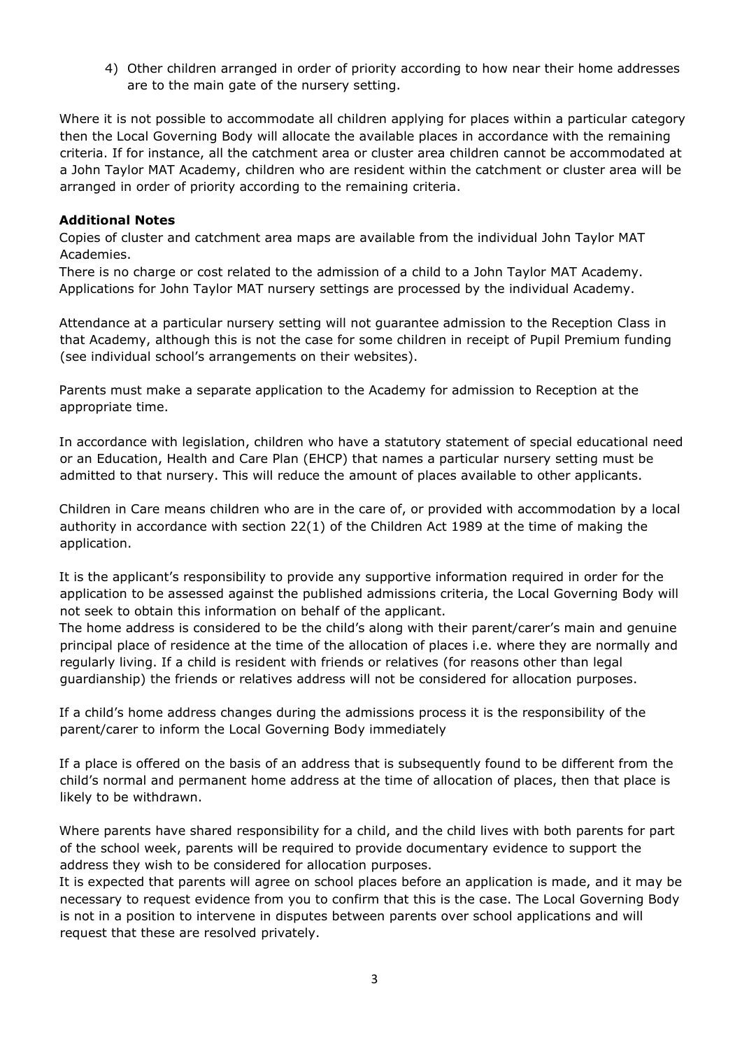4) Other children arranged in order of priority according to how near their home addresses are to the main gate of the nursery setting.

Where it is not possible to accommodate all children applying for places within a particular category then the Local Governing Body will allocate the available places in accordance with the remaining criteria. If for instance, all the catchment area or cluster area children cannot be accommodated at a John Taylor MAT Academy, children who are resident within the catchment or cluster area will be arranged in order of priority according to the remaining criteria.

**Additional Notes**

Copies of cluster and catchment area maps are available from the individual John Taylor MAT Academies.

There is no charge or cost related to the admission of a child to a John Taylor MAT Academy. Applications for John Taylor MAT nursery settings are processed by the individual Academy.

Attendance at a particular nursery setting will not guarantee admission to the Reception Class in that Academy, although this is not the case for some children in receipt of Pupil Premium funding (see individual school's arrangements on their websites).

Parents must make a separate application to the Academy for admission to Reception at the appropriate time.

In accordance with legislation, children who have a statutory statement of special educational need or an Education, Health and Care Plan (EHCP) that names a particular nursery setting must be admitted to that nursery. This will reduce the amount of places available to other applicants.

Children in Care means children who are in the care of, or provided with accommodation by a local authority in accordance with section 22(1) of the Children Act 1989 at the time of making the application.

It is the applicant's responsibility to provide any supportive information required in order for the application to be assessed against the published admissions criteria, the Local Governing Body will not seek to obtain this information on behalf of the applicant.

The home address is considered to be the child's along with their parent/carer's main and genuine principal place of residence at the time of the allocation of places i.e. where they are normally and regularly living. If a child is resident with friends or relatives (for reasons other than legal guardianship) the friends or relatives address will not be considered for allocation purposes.

If a child's home address changes during the admissions process it is the responsibility of the parent/carer to inform the Local Governing Body immediately

If a place is offered on the basis of an address that is subsequently found to be different from the child's normal and permanent home address at the time of allocation of places, then that place is likely to be withdrawn.

Where parents have shared responsibility for a child, and the child lives with both parents for part of the school week, parents will be required to provide documentary evidence to support the address they wish to be considered for allocation purposes.

It is expected that parents will agree on school places before an application is made, and it may be necessary to request evidence from you to confirm that this is the case. The Local Governing Body is not in a position to intervene in disputes between parents over school applications and will request that these are resolved privately.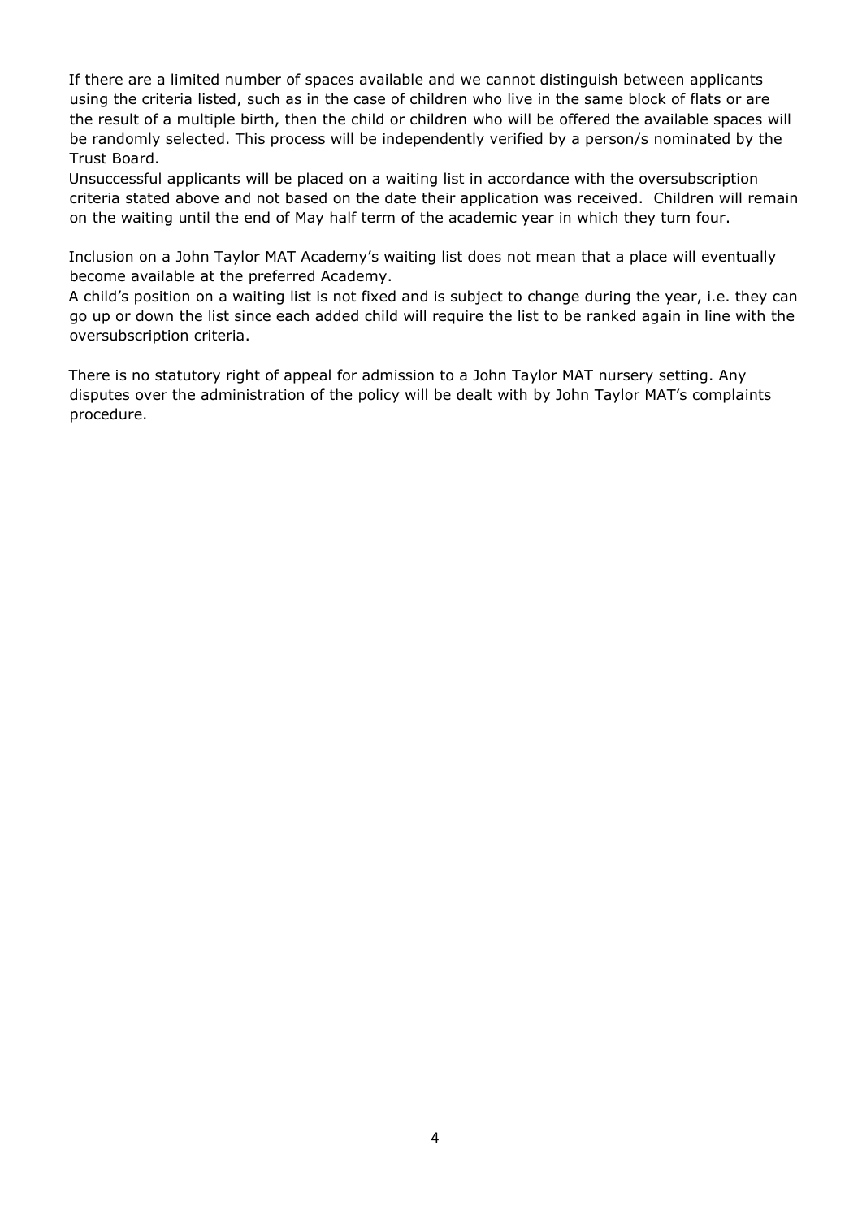If there are a limited number of spaces available and we cannot distinguish between applicants using the criteria listed, such as in the case of children who live in the same block of flats or are the result of a multiple birth, then the child or children who will be offered the available spaces will be randomly selected. This process will be independently verified by a person/s nominated by the Trust Board.

Unsuccessful applicants will be placed on a waiting list in accordance with the oversubscription criteria stated above and not based on the date their application was received. Children will remain on the waiting until the end of May half term of the academic year in which they turn four.

Inclusion on a John Taylor MAT Academy's waiting list does not mean that a place will eventually become available at the preferred Academy.

A child's position on a waiting list is not fixed and is subject to change during the year, i.e. they can go up or down the list since each added child will require the list to be ranked again in line with the oversubscription criteria.

There is no statutory right of appeal for admission to a John Taylor MAT nursery setting. Any disputes over the administration of the policy will be dealt with by John Taylor MAT's complaints procedure.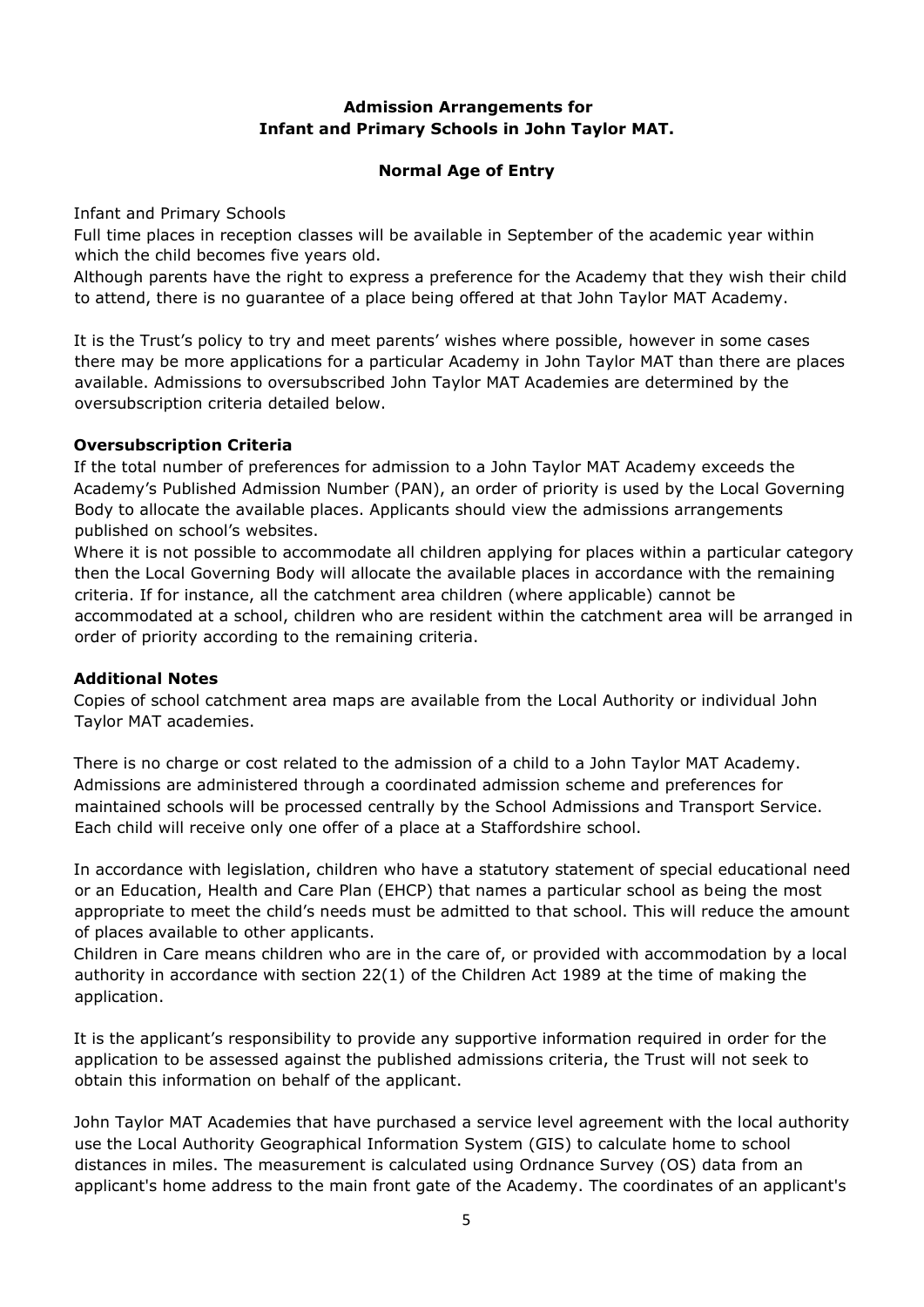**Admission Arrangements for Infant and Primary Schools in John Taylor MAT.**

**Normal Age of Entry**

Infant and Primary Schools

Full time places in reception classes will be available in September of the academic year within which the child becomes five years old.

Although parents have the right to express a preference for the Academy that they wish their child to attend, there is no guarantee of a place being offered at that John Taylor MAT Academy.

It is the Trust's policy to try and meet parents' wishes where possible, however in some cases there may be more applications for a particular Academy in John Taylor MAT than there are places available. Admissions to oversubscribed John Taylor MAT Academies are determined by the oversubscription criteria detailed below.

**Oversubscription Criteria**

If the total number of preferences for admission to a John Taylor MAT Academy exceeds the Academy's Published Admission Number (PAN), an order of priority is used by the Local Governing Body to allocate the available places. Applicants should view the admissions arrangements published on school's websites.

Where it is not possible to accommodate all children applying for places within a particular category then the Local Governing Body will allocate the available places in accordance with the remaining criteria. If for instance, all the catchment area children (where applicable) cannot be accommodated at a school, children who are resident within the catchment area will be arranged in order of priority according to the remaining criteria.

**Additional Notes**

Copies of school catchment area maps are available from the Local Authority or individual John Taylor MAT academies.

There is no charge or cost related to the admission of a child to a John Taylor MAT Academy. Admissions are administered through a coordinated admission scheme and preferences for maintained schools will be processed centrally by the School Admissions and Transport Service. Each child will receive only one offer of a place at a Staffordshire school.

In accordance with legislation, children who have a statutory statement of special educational need or an Education, Health and Care Plan (EHCP) that names a particular school as being the most appropriate to meet the child's needs must be admitted to that school. This will reduce the amount of places available to other applicants.

Children in Care means children who are in the care of, or provided with accommodation by a local authority in accordance with section 22(1) of the Children Act 1989 at the time of making the application.

It is the applicant's responsibility to provide any supportive information required in order for the application to be assessed against the published admissions criteria, the Trust will not seek to obtain this information on behalf of the applicant.

John Taylor MAT Academies that have purchased a service level agreement with the local authority use the Local Authority Geographical Information System (GIS) to calculate home to school distances in miles. The measurement is calculated using Ordnance Survey (OS) data from an applicant's home address to the main front gate of the Academy. The coordinates of an applicant's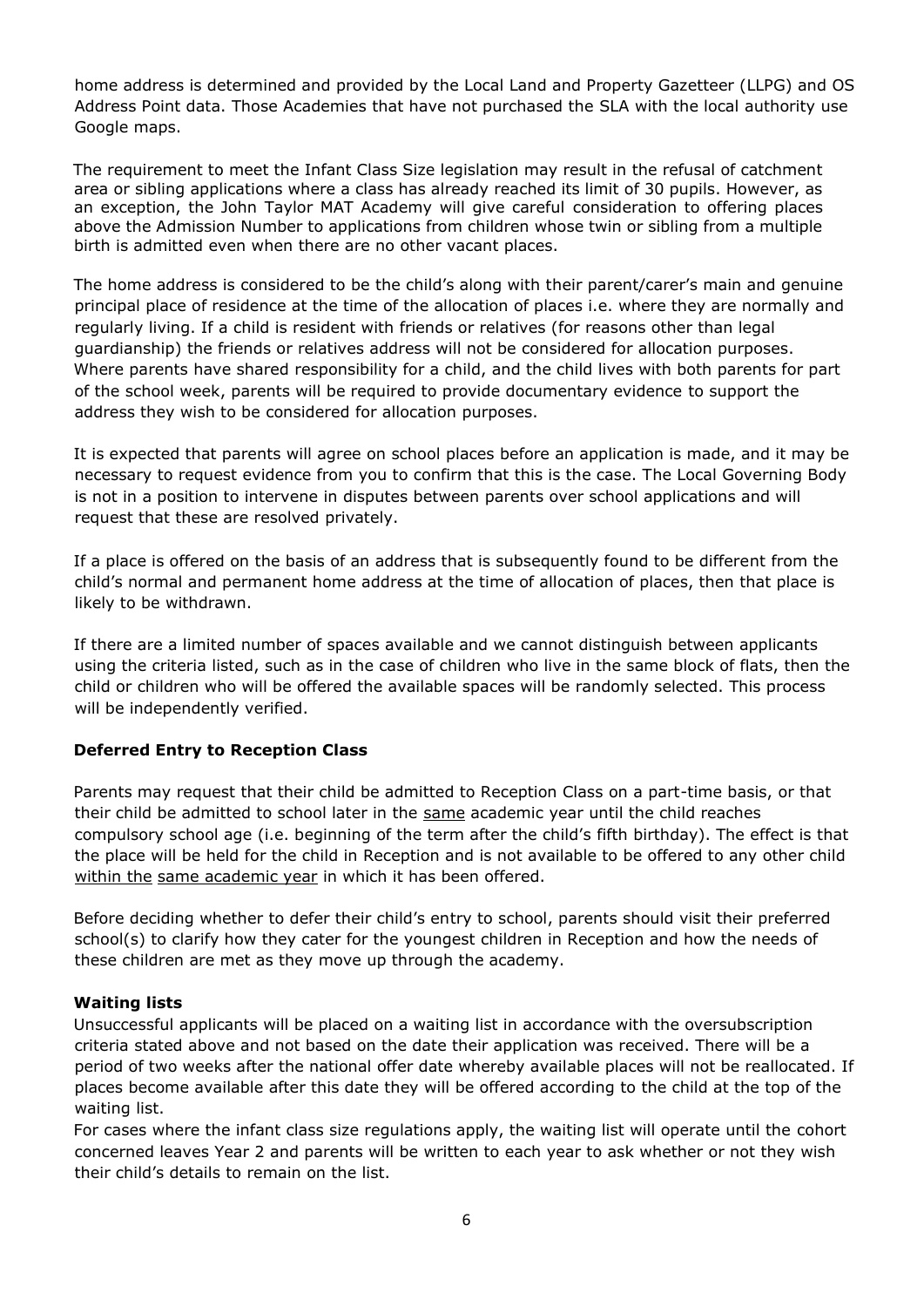home address is determined and provided by the Local Land and Property Gazetteer (LLPG) and OS Address Point data. Those Academies that have not purchased the SLA with the local authority use Google maps.

The requirement to meet the Infant Class Size legislation may result in the refusal of catchment area or sibling applications where a class has already reached its limit of 30 pupils. However, as an exception, the John Taylor MAT Academy will give careful consideration to offering places above the Admission Number to applications from children whose twin or sibling from a multiple birth is admitted even when there are no other vacant places.

The home address is considered to be the child's along with their parent/carer's main and genuine principal place of residence at the time of the allocation of places i.e. where they are normally and regularly living. If a child is resident with friends or relatives (for reasons other than legal guardianship) the friends or relatives address will not be considered for allocation purposes. Where parents have shared responsibility for a child, and the child lives with both parents for part of the school week, parents will be required to provide documentary evidence to support the address they wish to be considered for allocation purposes.

It is expected that parents will agree on school places before an application is made, and it may be necessary to request evidence from you to confirm that this is the case. The Local Governing Body is not in a position to intervene in disputes between parents over school applications and will request that these are resolved privately.

If a place is offered on the basis of an address that is subsequently found to be different from the child's normal and permanent home address at the time of allocation of places, then that place is likely to be withdrawn.

If there are a limited number of spaces available and we cannot distinguish between applicants using the criteria listed, such as in the case of children who live in the same block of flats, then the child or children who will be offered the available spaces will be randomly selected. This process will be independently verified.

**Deferred Entry to Reception Class**

Parents may request that their child be admitted to Reception Class on a part-time basis, or that their child be admitted to school later in the same academic year until the child reaches compulsory school age (i.e. beginning of the term after the child's fifth birthday). The effect is that the place will be held for the child in Reception and is not available to be offered to any other child within the same academic year in which it has been offered.

Before deciding whether to defer their child's entry to school, parents should visit their preferred school(s) to clarify how they cater for the youngest children in Reception and how the needs of these children are met as they move up through the academy.

**Waiting lists**

Unsuccessful applicants will be placed on a waiting list in accordance with the oversubscription criteria stated above and not based on the date their application was received. There will be a period of two weeks after the national offer date whereby available places will not be reallocated. If places become available after this date they will be offered according to the child at the top of the waiting list.

For cases where the infant class size regulations apply, the waiting list will operate until the cohort concerned leaves Year 2 and parents will be written to each year to ask whether or not they wish their child's details to remain on the list.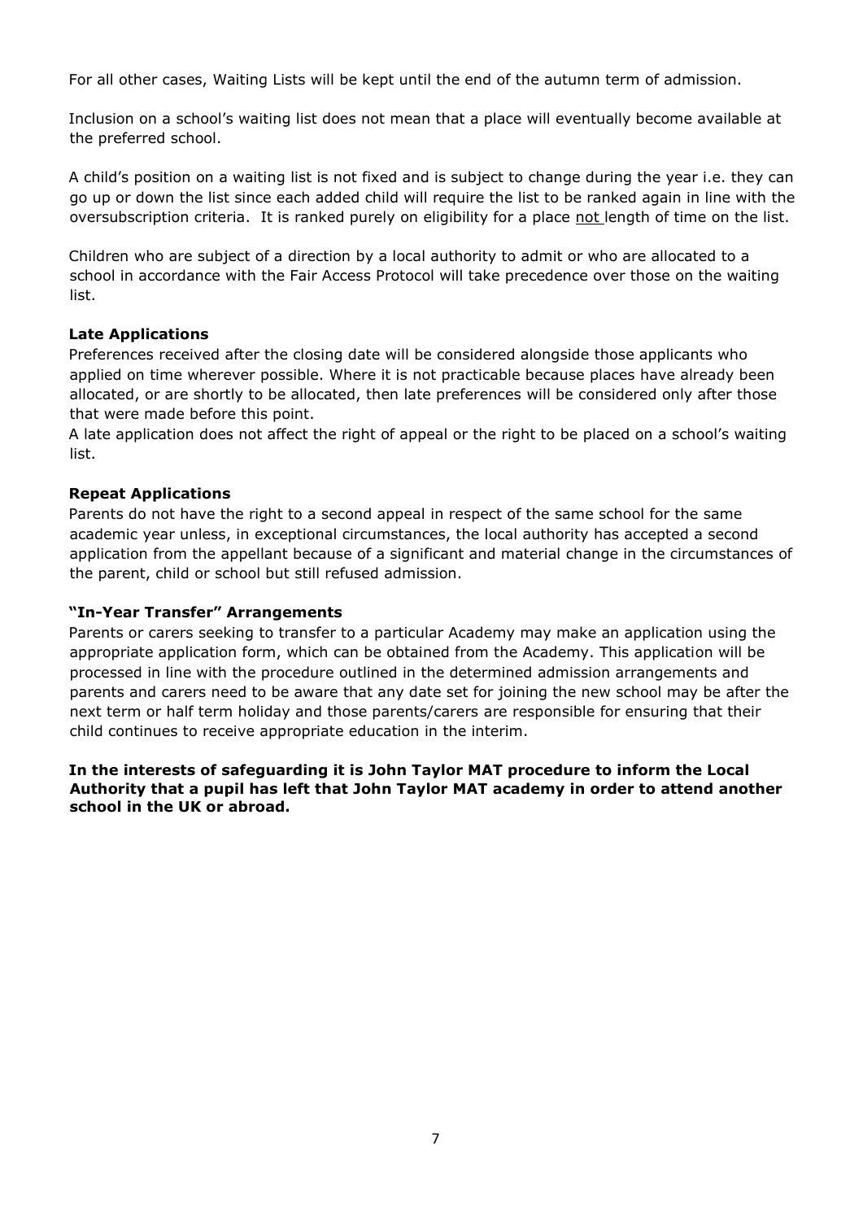For all other cases, Waiting Lists will be kept until the end of the autumn term of admission.

Inclusion on a school's waiting list does not mean that a place will eventually become available at the preferred school.

A child's position on a waiting list is not fixed and is subject to change during the year i.e. they can go up or down the list since each added child will require the list to be ranked again in line with the oversubscription criteria. It is ranked purely on eligibility for a place not length of time on the list.

Children who are subject of a direction by a local authority to admit or who are allocated to a school in accordance with the Fair Access Protocol will take precedence over those on the waiting list.

**Late Applications**

Preferences received after the closing date will be considered alongside those applicants who applied on time wherever possible. Where it is not practicable because places have already been allocated, or are shortly to be allocated, then late preferences will be considered only after those that were made before this point.

A late application does not affect the right of appeal or the right to be placed on a school's waiting list.

**Repeat Applications**

Parents do not have the right to a second appeal in respect of the same school for the same academic year unless, in exceptional circumstances, the local authority has accepted a second application from the appellant because of a significant and material change in the circumstances of the parent, child or school but still refused admission.

**"In-Year Transfer" Arrangements**

Parents or carers seeking to transfer to a particular Academy may make an application using the appropriate application form, which can be obtained from the Academy. This application will be processed in line with the procedure outlined in the determined admission arrangements and parents and carers need to be aware that any date set for joining the new school may be after the next term or half term holiday and those parents/carers are responsible for ensuring that their child continues to receive appropriate education in the interim.

**In the interests of safeguarding it is John Taylor MAT procedure to inform the Local Authority that a pupil has left that John Taylor MAT academy in order to attend another school in the UK or abroad.**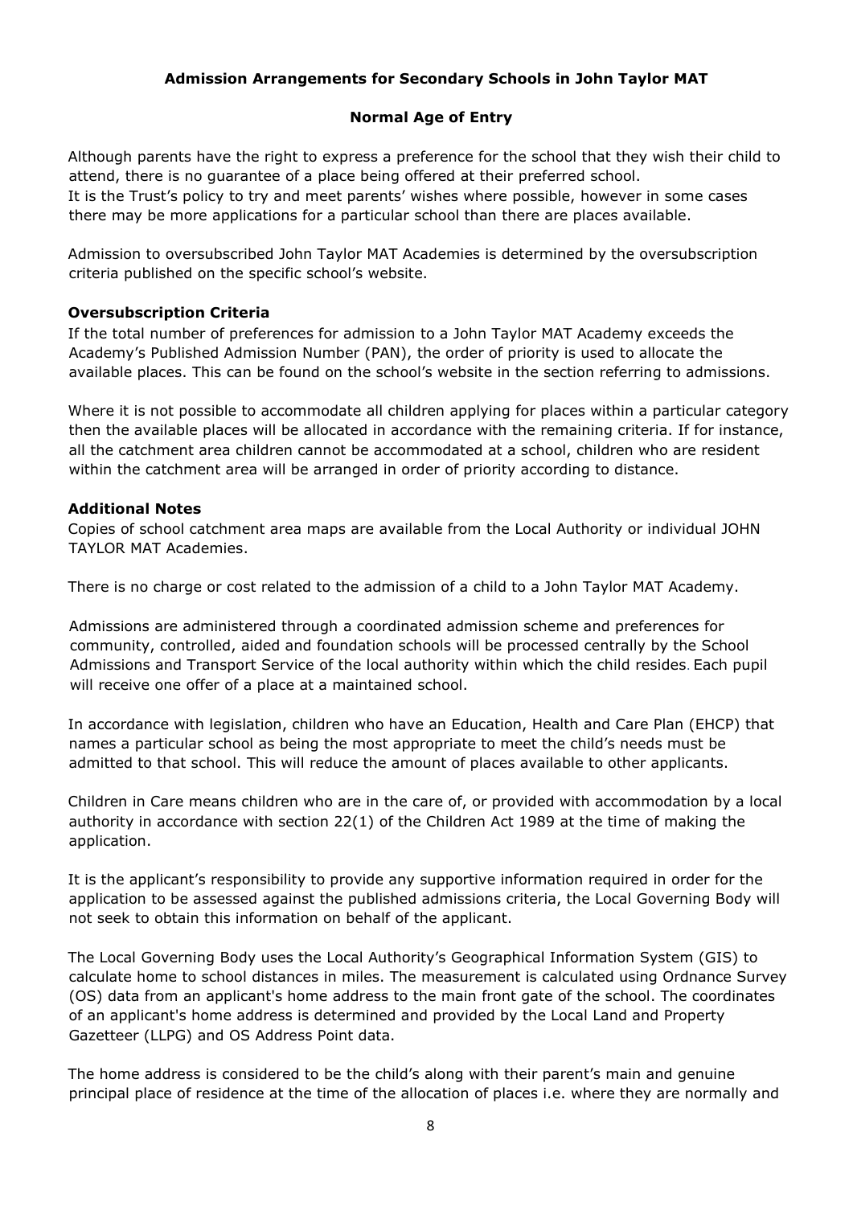## Admission Arrangements for Secondary Schools in John Taylor MAT

### Normal Age of Entry

Although parents have the right to express a preference for the school that they wish their child to attend, there is no guarantee of a place being offered at their preferred school.
It is the Trust's policy to try and meet parents' wishes where possible, however in some cases there may be more applications for a particular school than there are places available.

Admission to oversubscribed John Taylor MAT Academies is determined by the oversubscription criteria published on the specific school's website.

**Oversubscription Criteria**

If the total number of preferences for admission to a John Taylor MAT Academy exceeds the Academy's Published Admission Number (PAN), the order of priority is used to allocate the available places. This can be found on the school's website in the section referring to admissions.

Where it is not possible to accommodate all children applying for places within a particular category then the available places will be allocated in accordance with the remaining criteria. If for instance, all the catchment area children cannot be accommodated at a school, children who are resident within the catchment area will be arranged in order of priority according to distance.

**Additional Notes**

Copies of school catchment area maps are available from the Local Authority or individual JOHN TAYLOR MAT Academies.

There is no charge or cost related to the admission of a child to a John Taylor MAT Academy.

Admissions are administered through a coordinated admission scheme and preferences for community, controlled, aided and foundation schools will be processed centrally by the School Admissions and Transport Service of the local authority within which the child resides. Each pupil will receive one offer of a place at a maintained school.

In accordance with legislation, children who have an Education, Health and Care Plan (EHCP) that names a particular school as being the most appropriate to meet the child's needs must be admitted to that school. This will reduce the amount of places available to other applicants.

Children in Care means children who are in the care of, or provided with accommodation by a local authority in accordance with section 22(1) of the Children Act 1989 at the time of making the application.

It is the applicant's responsibility to provide any supportive information required in order for the application to be assessed against the published admissions criteria, the Local Governing Body will not seek to obtain this information on behalf of the applicant.

The Local Governing Body uses the Local Authority's Geographical Information System (GIS) to calculate home to school distances in miles. The measurement is calculated using Ordnance Survey (OS) data from an applicant's home address to the main front gate of the school. The coordinates of an applicant's home address is determined and provided by the Local Land and Property Gazetteer (LLPG) and OS Address Point data.

The home address is considered to be the child's along with their parent's main and genuine principal place of residence at the time of the allocation of places i.e. where they are normally and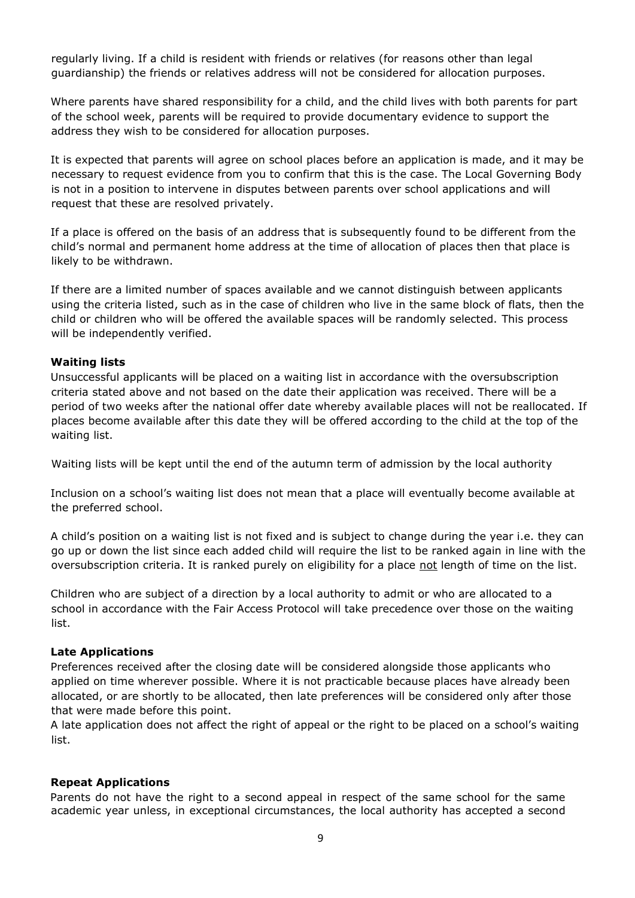regularly living. If a child is resident with friends or relatives (for reasons other than legal guardianship) the friends or relatives address will not be considered for allocation purposes.

Where parents have shared responsibility for a child, and the child lives with both parents for part of the school week, parents will be required to provide documentary evidence to support the address they wish to be considered for allocation purposes.

It is expected that parents will agree on school places before an application is made, and it may be necessary to request evidence from you to confirm that this is the case. The Local Governing Body is not in a position to intervene in disputes between parents over school applications and will request that these are resolved privately.

If a place is offered on the basis of an address that is subsequently found to be different from the child's normal and permanent home address at the time of allocation of places then that place is likely to be withdrawn.

If there are a limited number of spaces available and we cannot distinguish between applicants using the criteria listed, such as in the case of children who live in the same block of flats, then the child or children who will be offered the available spaces will be randomly selected. This process will be independently verified.

**Waiting lists**

Unsuccessful applicants will be placed on a waiting list in accordance with the oversubscription criteria stated above and not based on the date their application was received. There will be a period of two weeks after the national offer date whereby available places will not be reallocated. If places become available after this date they will be offered according to the child at the top of the waiting list.

Waiting lists will be kept until the end of the autumn term of admission by the local authority

Inclusion on a school's waiting list does not mean that a place will eventually become available at the preferred school.

A child's position on a waiting list is not fixed and is subject to change during the year i.e. they can go up or down the list since each added child will require the list to be ranked again in line with the oversubscription criteria. It is ranked purely on eligibility for a place not length of time on the list.

Children who are subject of a direction by a local authority to admit or who are allocated to a school in accordance with the Fair Access Protocol will take precedence over those on the waiting list.

**Late Applications**

Preferences received after the closing date will be considered alongside those applicants who applied on time wherever possible. Where it is not practicable because places have already been allocated, or are shortly to be allocated, then late preferences will be considered only after those that were made before this point.

A late application does not affect the right of appeal or the right to be placed on a school's waiting list.

**Repeat Applications**

Parents do not have the right to a second appeal in respect of the same school for the same academic year unless, in exceptional circumstances, the local authority has accepted a second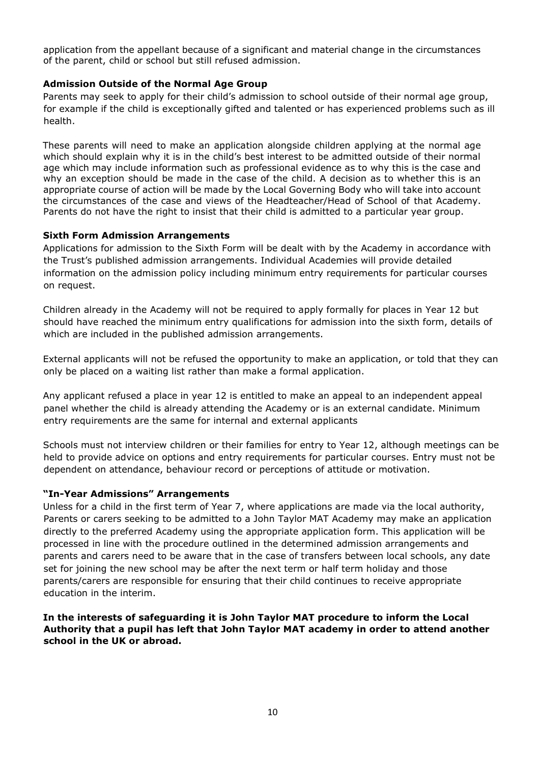application from the appellant because of a significant and material change in the circumstances of the parent, child or school but still refused admission.

### Admission Outside of the Normal Age Group

Parents may seek to apply for their child's admission to school outside of their normal age group, for example if the child is exceptionally gifted and talented or has experienced problems such as ill health.

These parents will need to make an application alongside children applying at the normal age which should explain why it is in the child's best interest to be admitted outside of their normal age which may include information such as professional evidence as to why this is the case and why an exception should be made in the case of the child. A decision as to whether this is an appropriate course of action will be made by the Local Governing Body who will take into account the circumstances of the case and views of the Headteacher/Head of School of that Academy. Parents do not have the right to insist that their child is admitted to a particular year group.

### Sixth Form Admission Arrangements

Applications for admission to the Sixth Form will be dealt with by the Academy in accordance with the Trust's published admission arrangements. Individual Academies will provide detailed information on the admission policy including minimum entry requirements for particular courses on request.

Children already in the Academy will not be required to apply formally for places in Year 12 but should have reached the minimum entry qualifications for admission into the sixth form, details of which are included in the published admission arrangements.

External applicants will not be refused the opportunity to make an application, or told that they can only be placed on a waiting list rather than make a formal application.

Any applicant refused a place in year 12 is entitled to make an appeal to an independent appeal panel whether the child is already attending the Academy or is an external candidate. Minimum entry requirements are the same for internal and external applicants

Schools must not interview children or their families for entry to Year 12, although meetings can be held to provide advice on options and entry requirements for particular courses. Entry must not be dependent on attendance, behaviour record or perceptions of attitude or motivation.

### "In-Year Admissions" Arrangements

Unless for a child in the first term of Year 7, where applications are made via the local authority, Parents or carers seeking to be admitted to a John Taylor MAT Academy may make an application directly to the preferred Academy using the appropriate application form. This application will be processed in line with the procedure outlined in the determined admission arrangements and parents and carers need to be aware that in the case of transfers between local schools, any date set for joining the new school may be after the next term or half term holiday and those parents/carers are responsible for ensuring that their child continues to receive appropriate education in the interim.

**In the interests of safeguarding it is John Taylor MAT procedure to inform the Local Authority that a pupil has left that John Taylor MAT academy in order to attend another school in the UK or abroad.**